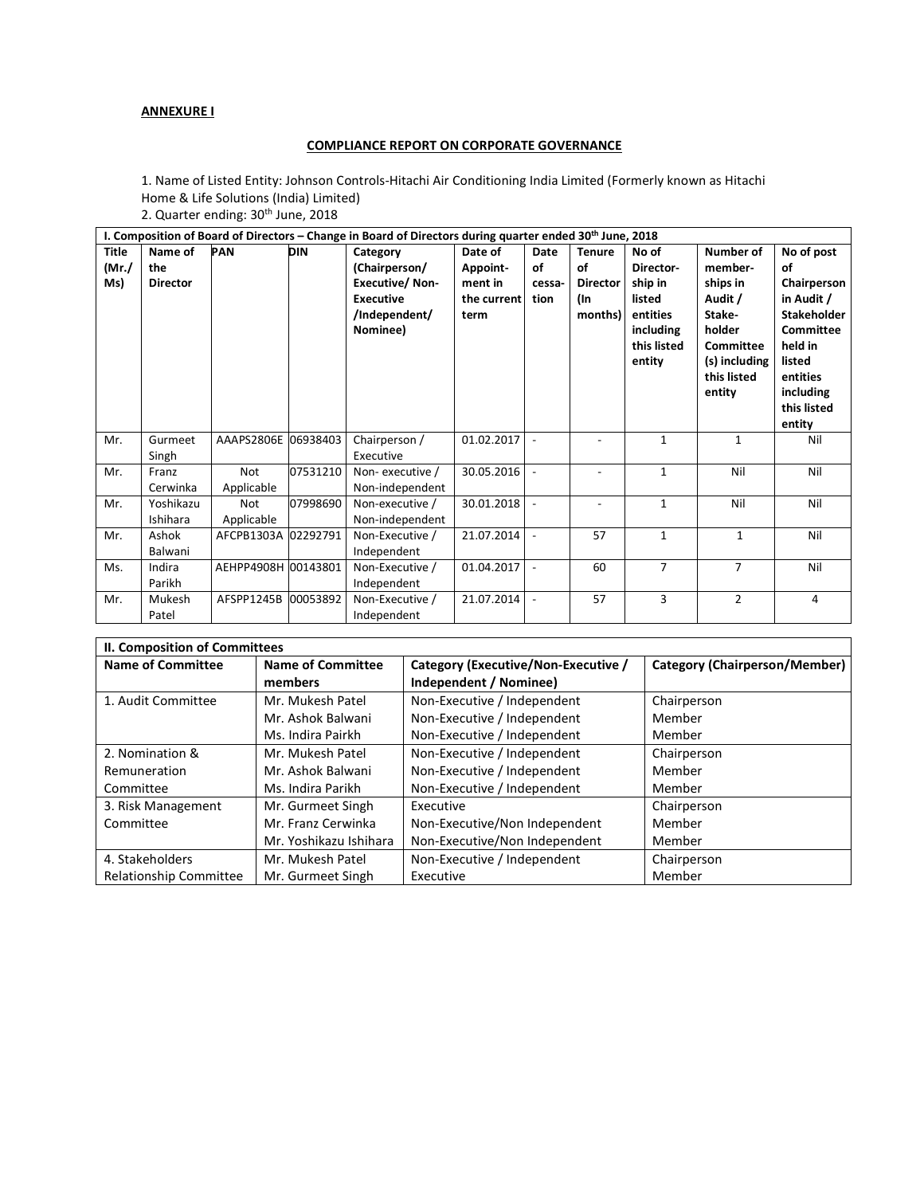**ANNEXURE I**

**COMPLIANCE REPORT ON CORPORATE GOVERNANCE**

1. Name of Listed Entity: Johnson Controls-Hitachi Air Conditioning India Limited (Formerly known as Hitachi Home & Life Solutions (India) Limited)
2. Quarter ending: 30th June, 2018

| I. Composition of Board of Directors – Change in Board of Directors during quarter ended 30th June, 2018 | | | | | | | | | | |
|---|---|---|---|---|---|---|---|---|---|---|
| **Title (Mr./ Ms)** | **Name of the Director** | **PAN** | **DIN** | **Category (Chairperson/ Executive/ Non-Executive /Independent/ Nominee)** | **Date of Appoint-ment in the current term** | **Date of cessa-tion** | **Tenure of Director (In months)** | **No of Director-ship in listed entities including this listed entity** | **Number of member-ships in Audit / Stake-holder Committee (s) including this listed entity** | **No of post of Chairperson in Audit / Stakeholder Committee held in listed entities including this listed entity** |
| Mr. | Gurmeet Singh | AAAPS2806E | 06938403 | Chairperson / Executive | 01.02.2017 | - | - | 1 | 1 | Nil |
| Mr. | Franz Cerwinka | Not Applicable | 07531210 | Non- executive / Non-independent | 30.05.2016 | - | - | 1 | Nil | Nil |
| Mr. | Yoshikazu Ishihara | Not Applicable | 07998690 | Non-executive / Non-independent | 30.01.2018 | - | - | 1 | Nil | Nil |
| Mr. | Ashok Balwani | AFCPB1303A | 02292791 | Non-Executive / Independent | 21.07.2014 | - | 57 | 1 | 1 | Nil |
| Ms. | Indira Parikh | AEHPP4908H | 00143801 | Non-Executive / Independent | 01.04.2017 | - | 60 | 7 | 7 | Nil |
| Mr. | Mukesh Patel | AFSPP1245B | 00053892 | Non-Executive / Independent | 21.07.2014 | - | 57 | 3 | 2 | 4 |

| II. Composition of Committees | | | |
|---|---|---|---|
| **Name of Committee** | **Name of Committee members** | **Category (Executive/Non-Executive / Independent / Nominee)** | **Category (Chairperson/Member)** |
| 1. Audit Committee | Mr. Mukesh Patel | Non-Executive / Independent | Chairperson |
| | Mr. Ashok Balwani | Non-Executive / Independent | Member |
| | Ms. Indira Pairkh | Non-Executive / Independent | Member |
| 2. Nomination & Remuneration Committee | Mr. Mukesh Patel | Non-Executive / Independent | Chairperson |
| | Mr. Ashok Balwani | Non-Executive / Independent | Member |
| | Ms. Indira Parikh | Non-Executive / Independent | Member |
| 3. Risk Management Committee | Mr. Gurmeet Singh | Executive | Chairperson |
| | Mr. Franz Cerwinka | Non-Executive/Non Independent | Member |
| | Mr. Yoshikazu Ishihara | Non-Executive/Non Independent | Member |
| 4. Stakeholders Relationship Committee | Mr. Mukesh Patel | Non-Executive / Independent | Chairperson |
| | Mr. Gurmeet Singh | Executive | Member |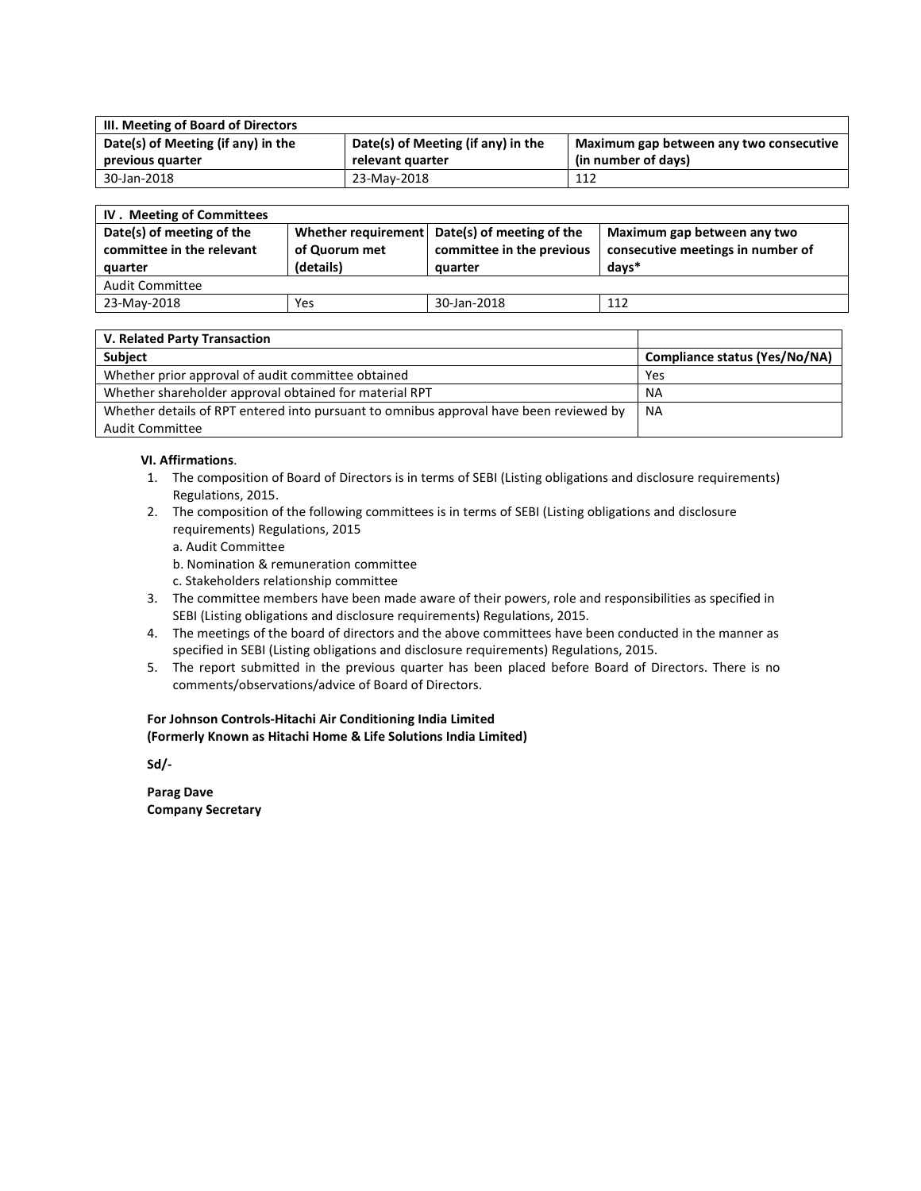| III. Meeting of Board of Directors | | |
|---|---|---|
| **Date(s) of Meeting (if any) in the previous quarter** | **Date(s) of Meeting (if any) in the relevant quarter** | **Maximum gap between any two consecutive (in number of days)** |
| 30-Jan-2018 | 23-May-2018 | 112 |

| IV . Meeting of Committees | | | |
|---|---|---|---|
| **Date(s) of meeting of the committee in the relevant quarter** | **Whether requirement of Quorum met (details)** | **Date(s) of meeting of the committee in the previous quarter** | **Maximum gap between any two consecutive meetings in number of days*** |
| Audit Committee | | | |
| 23-May-2018 | Yes | 30-Jan-2018 | 112 |

| V. Related Party Transaction | |
|---|---|
| **Subject** | **Compliance status (Yes/No/NA)** |
| Whether prior approval of audit committee obtained | Yes |
| Whether shareholder approval obtained for material RPT | NA |
| Whether details of RPT entered into pursuant to omnibus approval have been reviewed by Audit Committee | NA |

**VI. Affirmations**.

1. The composition of Board of Directors is in terms of SEBI (Listing obligations and disclosure requirements) Regulations, 2015.
2. The composition of the following committees is in terms of SEBI (Listing obligations and disclosure requirements) Regulations, 2015
   a. Audit Committee
   b. Nomination & remuneration committee
   c. Stakeholders relationship committee
3. The committee members have been made aware of their powers, role and responsibilities as specified in SEBI (Listing obligations and disclosure requirements) Regulations, 2015.
4. The meetings of the board of directors and the above committees have been conducted in the manner as specified in SEBI (Listing obligations and disclosure requirements) Regulations, 2015.
5. The report submitted in the previous quarter has been placed before Board of Directors. There is no comments/observations/advice of Board of Directors.

**For Johnson Controls-Hitachi Air Conditioning India Limited**
**(Formerly Known as Hitachi Home & Life Solutions India Limited)**

**Sd/-**

**Parag Dave**
**Company Secretary**